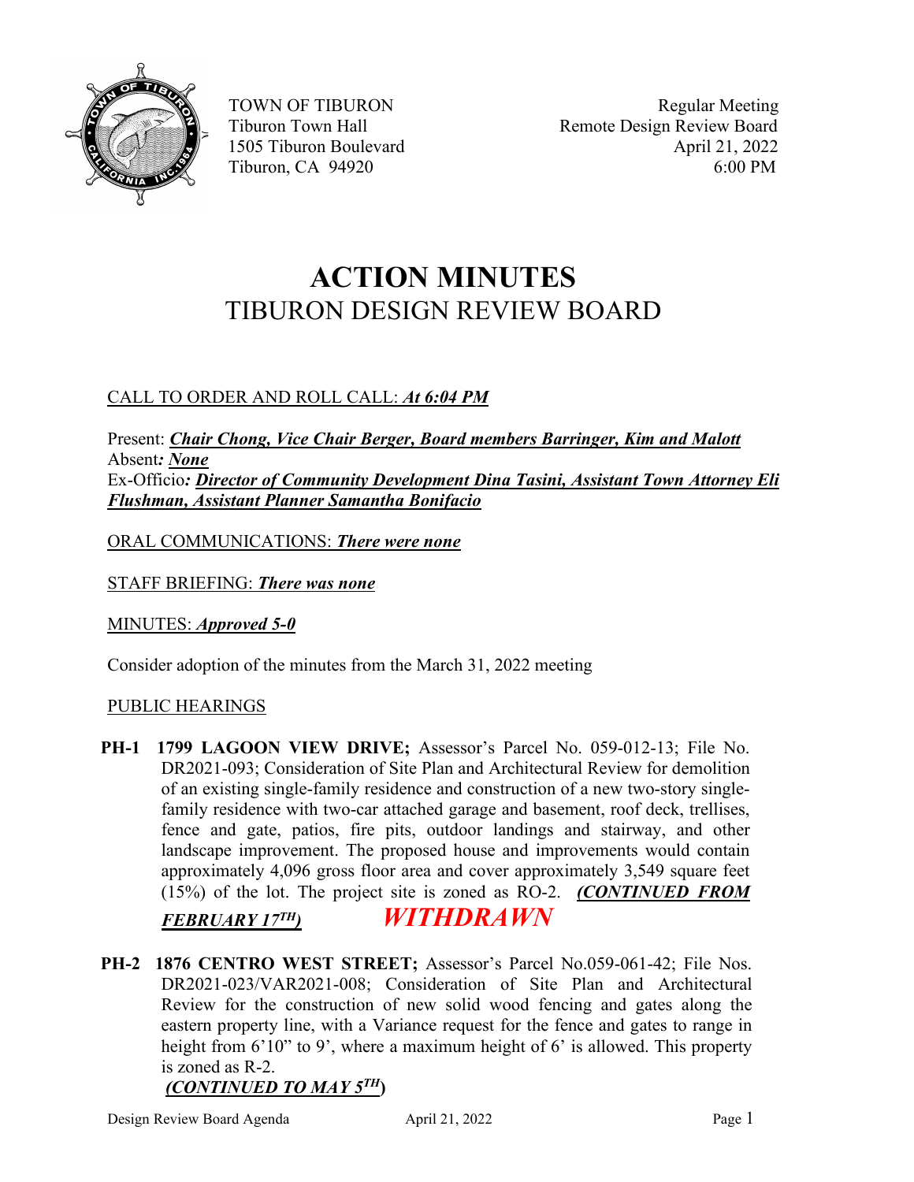TOWN OF TIBURON
Tiburon Town Hall
1505 Tiburon Boulevard
Tiburon, CA 94920

Regular Meeting
Remote Design Review Board
April 21, 2022
6:00 PM

# ACTION MINUTES
## TIBURON DESIGN REVIEW BOARD

CALL TO ORDER AND ROLL CALL: ***At 6:04 PM***

Present: ***Chair Chong, Vice Chair Berger, Board members Barringer, Kim and Malott***
Absent***: None***
Ex-Officio***: Director of Community Development Dina Tasini, Assistant Town Attorney Eli Flushman, Assistant Planner Samantha Bonifacio***

ORAL COMMUNICATIONS: ***There were none***

STAFF BRIEFING: ***There was none***

MINUTES: ***Approved 5-0***

Consider adoption of the minutes from the March 31, 2022 meeting

PUBLIC HEARINGS

**PH-1 1799 LAGOON VIEW DRIVE;** Assessor's Parcel No. 059-012-13; File No. DR2021-093; Consideration of Site Plan and Architectural Review for demolition of an existing single-family residence and construction of a new two-story single-family residence with two-car attached garage and basement, roof deck, trellises, fence and gate, patios, fire pits, outdoor landings and stairway, and other landscape improvement. The proposed house and improvements would contain approximately 4,096 gross floor area and cover approximately 3,549 square feet (15%) of the lot. The project site is zoned as RO-2. ***(CONTINUED FROM FEBRUARY 17TH)*** ***WITHDRAWN***

**PH-2 1876 CENTRO WEST STREET;** Assessor's Parcel No.059-061-42; File Nos. DR2021-023/VAR2021-008; Consideration of Site Plan and Architectural Review for the construction of new solid wood fencing and gates along the eastern property line, with a Variance request for the fence and gates to range in height from 6'10" to 9', where a maximum height of 6' is allowed. This property is zoned as R-2.
***(CONTINUED TO MAY 5TH)***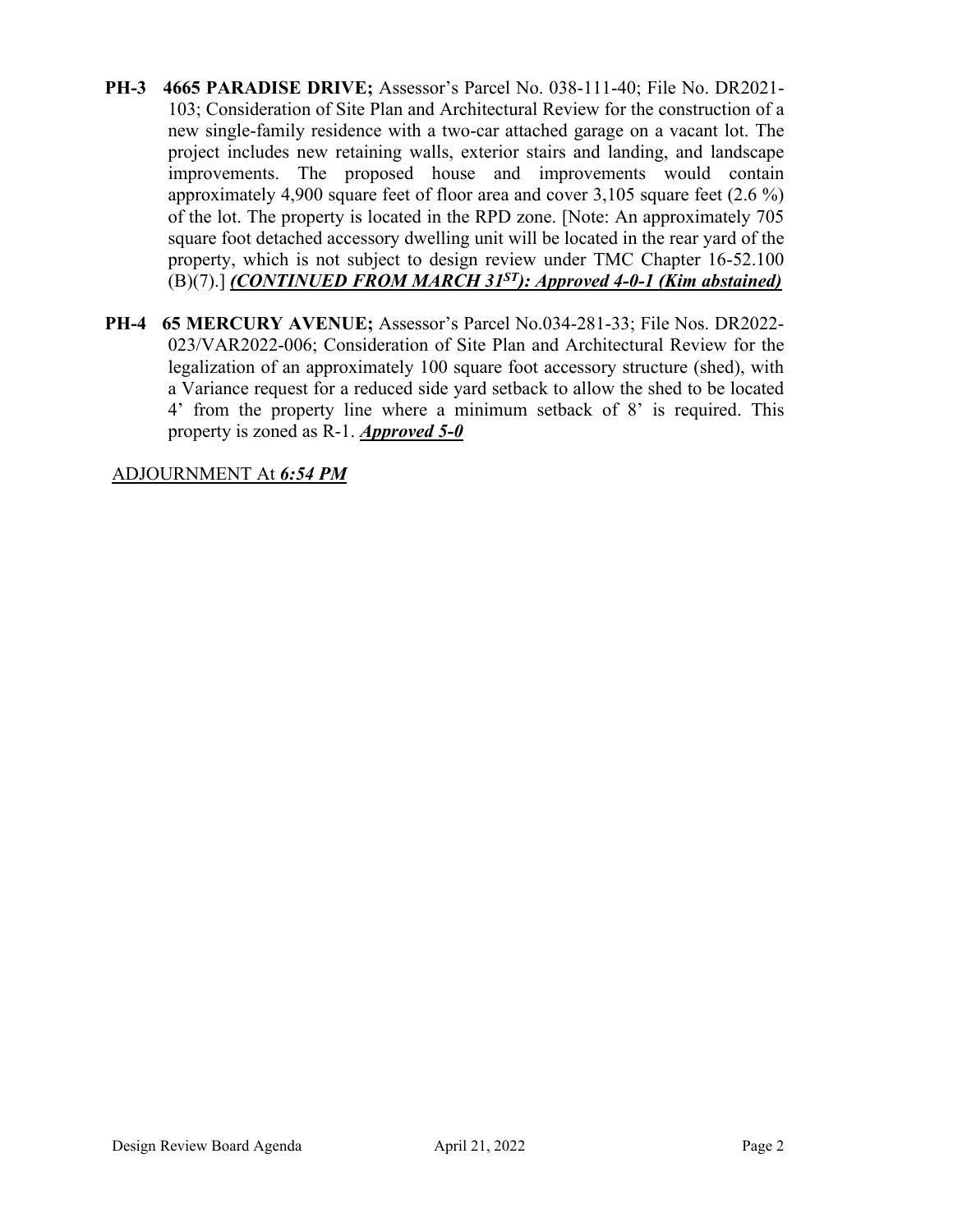**PH-3 4665 PARADISE DRIVE;** Assessor's Parcel No. 038-111-40; File No. DR2021-103; Consideration of Site Plan and Architectural Review for the construction of a new single-family residence with a two-car attached garage on a vacant lot. The project includes new retaining walls, exterior stairs and landing, and landscape improvements. The proposed house and improvements would contain approximately 4,900 square feet of floor area and cover 3,105 square feet (2.6 %) of the lot. The property is located in the RPD zone. [Note: An approximately 705 square foot detached accessory dwelling unit will be located in the rear yard of the property, which is not subject to design review under TMC Chapter 16-52.100 (B)(7).] ***(CONTINUED FROM MARCH 31ST): Approved 4-0-1 (Kim abstained)***

**PH-4 65 MERCURY AVENUE;** Assessor's Parcel No.034-281-33; File Nos. DR2022-023/VAR2022-006; Consideration of Site Plan and Architectural Review for the legalization of an approximately 100 square foot accessory structure (shed), with a Variance request for a reduced side yard setback to allow the shed to be located 4' from the property line where a minimum setback of 8' is required. This property is zoned as R-1. ***Approved 5-0***

ADJOURNMENT At ***6:54 PM***